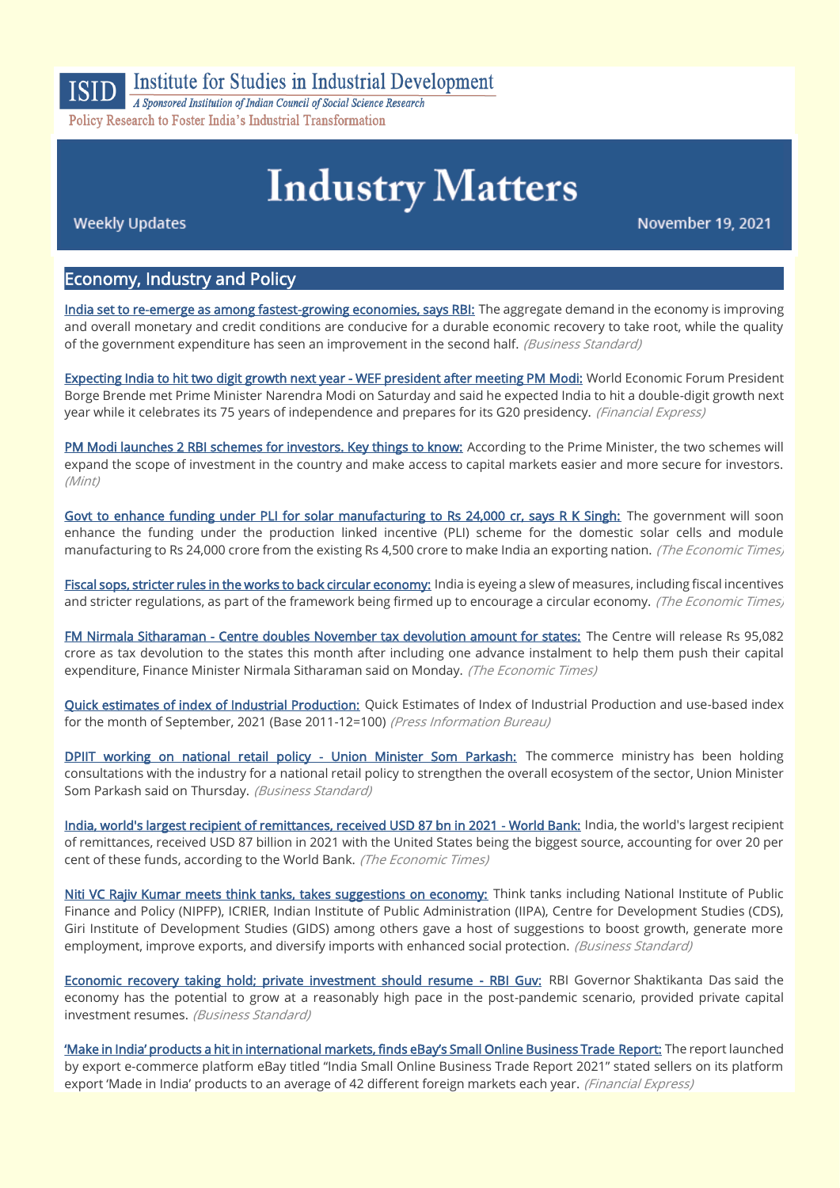ISID Institute for Studies in Industrial Development

*A Sponsored Institution of Indian Council of Social Science Research*

Policy Research to Foster India's Industrial Transformation

# Industry Matters

Weekly Updates

November 19, 2021

## Economy, Industry and Policy

India set to re-emerge as among fastest-growing economies, says RBI: The aggregate demand in the economy is improving and overall monetary and credit conditions are conducive for a durable economic recovery to take root, while the quality of the government expenditure has seen an improvement in the second half. *(Business Standard)*

Expecting India to hit two digit growth next year - WEF president after meeting PM Modi: World Economic Forum President Borge Brende met Prime Minister Narendra Modi on Saturday and said he expected India to hit a double-digit growth next year while it celebrates its 75 years of independence and prepares for its G20 presidency. *(Financial Express)*

PM Modi launches 2 RBI schemes for investors. Key things to know: According to the Prime Minister, the two schemes will expand the scope of investment in the country and make access to capital markets easier and more secure for investors. *(Mint)*

Govt to enhance funding under PLI for solar manufacturing to Rs 24,000 cr, says R K Singh: The government will soon enhance the funding under the production linked incentive (PLI) scheme for the domestic solar cells and module manufacturing to Rs 24,000 crore from the existing Rs 4,500 crore to make India an exporting nation. *(The Economic Times)*

Fiscal sops, stricter rules in the works to back circular economy: India is eyeing a slew of measures, including fiscal incentives and stricter regulations, as part of the framework being firmed up to encourage a circular economy. *(The Economic Times)*

FM Nirmala Sitharaman - Centre doubles November tax devolution amount for states: The Centre will release Rs 95,082 crore as tax devolution to the states this month after including one advance instalment to help them push their capital expenditure, Finance Minister Nirmala Sitharaman said on Monday. *(The Economic Times)*

Quick estimates of index of Industrial Production: Quick Estimates of Index of Industrial Production and use-based index for the month of September, 2021 (Base 2011-12=100) *(Press Information Bureau)*

DPIIT working on national retail policy - Union Minister Som Parkash: The commerce ministry has been holding consultations with the industry for a national retail policy to strengthen the overall ecosystem of the sector, Union Minister Som Parkash said on Thursday. *(Business Standard)*

India, world's largest recipient of remittances, received USD 87 bn in 2021 - World Bank: India, the world's largest recipient of remittances, received USD 87 billion in 2021 with the United States being the biggest source, accounting for over 20 per cent of these funds, according to the World Bank. *(The Economic Times)*

Niti VC Rajiv Kumar meets think tanks, takes suggestions on economy: Think tanks including National Institute of Public Finance and Policy (NIPFP), ICRIER, Indian Institute of Public Administration (IIPA), Centre for Development Studies (CDS), Giri Institute of Development Studies (GIDS) among others gave a host of suggestions to boost growth, generate more employment, improve exports, and diversify imports with enhanced social protection. *(Business Standard)*

Economic recovery taking hold; private investment should resume - RBI Guv: RBI Governor Shaktikanta Das said the economy has the potential to grow at a reasonably high pace in the post-pandemic scenario, provided private capital investment resumes. *(Business Standard)*

'Make in India' products a hit in international markets, finds eBay's Small Online Business Trade Report: The report launched by export e-commerce platform eBay titled "India Small Online Business Trade Report 2021" stated sellers on its platform export 'Made in India' products to an average of 42 different foreign markets each year. *(Financial Express)*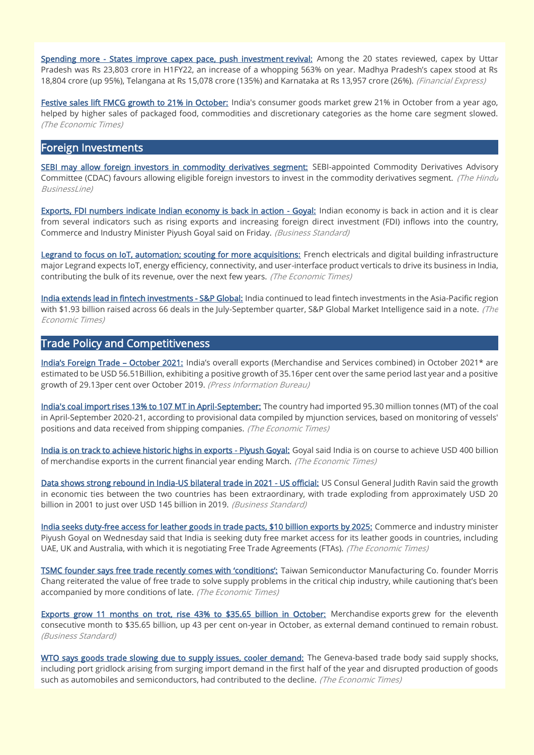**Spending more - States improve capex pace, push investment revival:** Among the 20 states reviewed, capex by Uttar Pradesh was Rs 23,803 crore in H1FY22, an increase of a whopping 563% on year. Madhya Pradesh's capex stood at Rs 18,804 crore (up 95%), Telangana at Rs 15,078 crore (135%) and Karnataka at Rs 13,957 crore (26%). *(Financial Express)*

**Festive sales lift FMCG growth to 21% in October:** India's consumer goods market grew 21% in October from a year ago, helped by higher sales of packaged food, commodities and discretionary categories as the home care segment slowed. *(The Economic Times)*

## Foreign Investments

**SEBI may allow foreign investors in commodity derivatives segment:** SEBI-appointed Commodity Derivatives Advisory Committee (CDAC) favours allowing eligible foreign investors to invest in the commodity derivatives segment. *(The Hindu BusinessLine)*

**Exports, FDI numbers indicate Indian economy is back in action - Goyal:** Indian economy is back in action and it is clear from several indicators such as rising exports and increasing foreign direct investment (FDI) inflows into the country, Commerce and Industry Minister Piyush Goyal said on Friday. *(Business Standard)*

**Legrand to focus on IoT, automation; scouting for more acquisitions:** French electricals and digital building infrastructure major Legrand expects IoT, energy efficiency, connectivity, and user-interface product verticals to drive its business in India, contributing the bulk of its revenue, over the next few years. *(The Economic Times)*

**India extends lead in fintech investments - S&P Global:** India continued to lead fintech investments in the Asia-Pacific region with $1.93 billion raised across 66 deals in the July-September quarter, S&P Global Market Intelligence said in a note. *(The Economic Times)*

## Trade Policy and Competitiveness

**India's Foreign Trade – October 2021:** India's overall exports (Merchandise and Services combined) in October 2021* are estimated to be USD 56.51Billion, exhibiting a positive growth of 35.16per cent over the same period last year and a positive growth of 29.13per cent over October 2019. *(Press Information Bureau)*

**India's coal import rises 13% to 107 MT in April-September:** The country had imported 95.30 million tonnes (MT) of the coal in April-September 2020-21, according to provisional data compiled by mjunction services, based on monitoring of vessels' positions and data received from shipping companies. *(The Economic Times)*

**India is on track to achieve historic highs in exports - Piyush Goyal:** Goyal said India is on course to achieve USD 400 billion of merchandise exports in the current financial year ending March. *(The Economic Times)*

**Data shows strong rebound in India-US bilateral trade in 2021 - US official:** US Consul General Judith Ravin said the growth in economic ties between the two countries has been extraordinary, with trade exploding from approximately USD 20 billion in 2001 to just over USD 145 billion in 2019. *(Business Standard)*

**India seeks duty-free access for leather goods in trade pacts, $10 billion exports by 2025:** Commerce and industry minister Piyush Goyal on Wednesday said that India is seeking duty free market access for its leather goods in countries, including UAE, UK and Australia, with which it is negotiating Free Trade Agreements (FTAs). *(The Economic Times)*

**TSMC founder says free trade recently comes with 'conditions':** Taiwan Semiconductor Manufacturing Co. founder Morris Chang reiterated the value of free trade to solve supply problems in the critical chip industry, while cautioning that's been accompanied by more conditions of late. *(The Economic Times)*

**Exports grow 11 months on trot, rise 43% to $35.65 billion in October:** Merchandise exports grew for the eleventh consecutive month to $35.65 billion, up 43 per cent on-year in October, as external demand continued to remain robust. *(Business Standard)*

**WTO says goods trade slowing due to supply issues, cooler demand:** The Geneva-based trade body said supply shocks, including port gridlock arising from surging import demand in the first half of the year and disrupted production of goods such as automobiles and semiconductors, had contributed to the decline. *(The Economic Times)*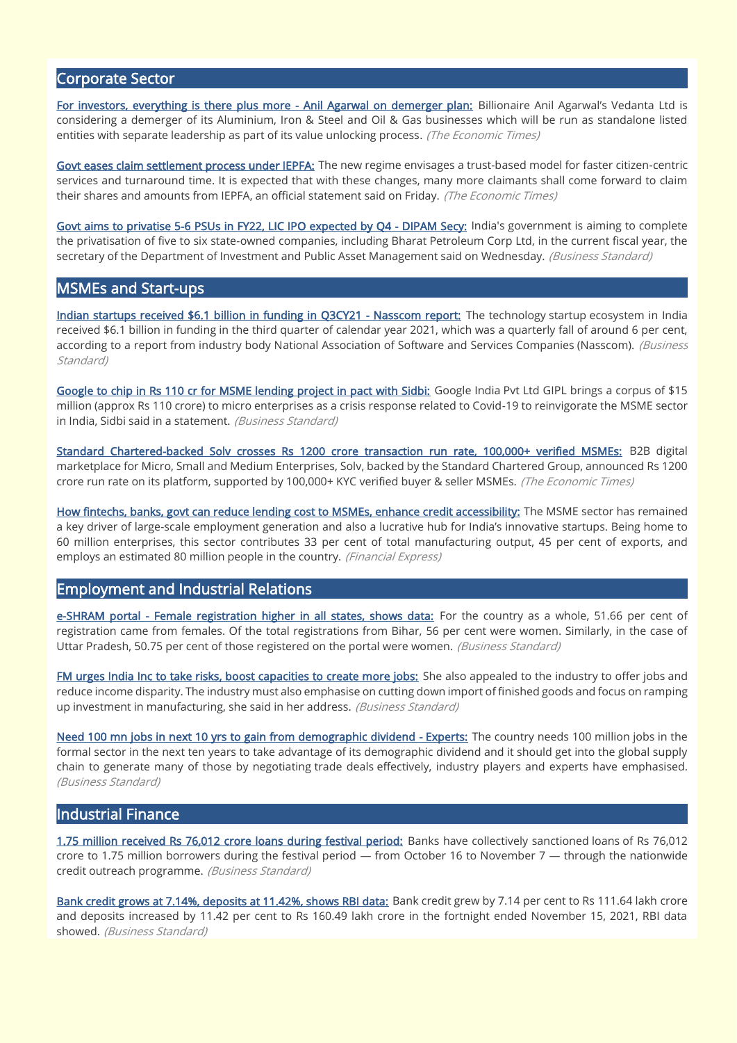## Corporate Sector

**For investors, everything is there plus more - Anil Agarwal on demerger plan:** Billionaire Anil Agarwal's Vedanta Ltd is considering a demerger of its Aluminium, Iron & Steel and Oil & Gas businesses which will be run as standalone listed entities with separate leadership as part of its value unlocking process. *(The Economic Times)*

**Govt eases claim settlement process under IEPFA:** The new regime envisages a trust-based model for faster citizen-centric services and turnaround time. It is expected that with these changes, many more claimants shall come forward to claim their shares and amounts from IEPFA, an official statement said on Friday. *(The Economic Times)*

**Govt aims to privatise 5-6 PSUs in FY22, LIC IPO expected by Q4 - DIPAM Secy:** India's government is aiming to complete the privatisation of five to six state-owned companies, including Bharat Petroleum Corp Ltd, in the current fiscal year, the secretary of the Department of Investment and Public Asset Management said on Wednesday. *(Business Standard)*

## MSMEs and Start-ups

**Indian startups received $6.1 billion in funding in Q3CY21 - Nasscom report:** The technology startup ecosystem in India received $6.1 billion in funding in the third quarter of calendar year 2021, which was a quarterly fall of around 6 per cent, according to a report from industry body National Association of Software and Services Companies (Nasscom). *(Business Standard)*

**Google to chip in Rs 110 cr for MSME lending project in pact with Sidbi:** Google India Pvt Ltd GIPL brings a corpus of $15 million (approx Rs 110 crore) to micro enterprises as a crisis response related to Covid-19 to reinvigorate the MSME sector in India, Sidbi said in a statement. *(Business Standard)*

**Standard Chartered-backed Solv crosses Rs 1200 crore transaction run rate, 100,000+ verified MSMEs:** B2B digital marketplace for Micro, Small and Medium Enterprises, Solv, backed by the Standard Chartered Group, announced Rs 1200 crore run rate on its platform, supported by 100,000+ KYC verified buyer & seller MSMEs. *(The Economic Times)*

**How fintechs, banks, govt can reduce lending cost to MSMEs, enhance credit accessibility:** The MSME sector has remained a key driver of large-scale employment generation and also a lucrative hub for India's innovative startups. Being home to 60 million enterprises, this sector contributes 33 per cent of total manufacturing output, 45 per cent of exports, and employs an estimated 80 million people in the country. *(Financial Express)*

## Employment and Industrial Relations

**e-SHRAM portal - Female registration higher in all states, shows data:** For the country as a whole, 51.66 per cent of registration came from females. Of the total registrations from Bihar, 56 per cent were women. Similarly, in the case of Uttar Pradesh, 50.75 per cent of those registered on the portal were women. *(Business Standard)*

**FM urges India Inc to take risks, boost capacities to create more jobs:** She also appealed to the industry to offer jobs and reduce income disparity. The industry must also emphasise on cutting down import of finished goods and focus on ramping up investment in manufacturing, she said in her address. *(Business Standard)*

**Need 100 mn jobs in next 10 yrs to gain from demographic dividend - Experts:** The country needs 100 million jobs in the formal sector in the next ten years to take advantage of its demographic dividend and it should get into the global supply chain to generate many of those by negotiating trade deals effectively, industry players and experts have emphasised. *(Business Standard)*

## Industrial Finance

**1.75 million received Rs 76,012 crore loans during festival period:** Banks have collectively sanctioned loans of Rs 76,012 crore to 1.75 million borrowers during the festival period — from October 16 to November 7 — through the nationwide credit outreach programme. *(Business Standard)*

**Bank credit grows at 7.14%, deposits at 11.42%, shows RBI data:** Bank credit grew by 7.14 per cent to Rs 111.64 lakh crore and deposits increased by 11.42 per cent to Rs 160.49 lakh crore in the fortnight ended November 15, 2021, RBI data showed. *(Business Standard)*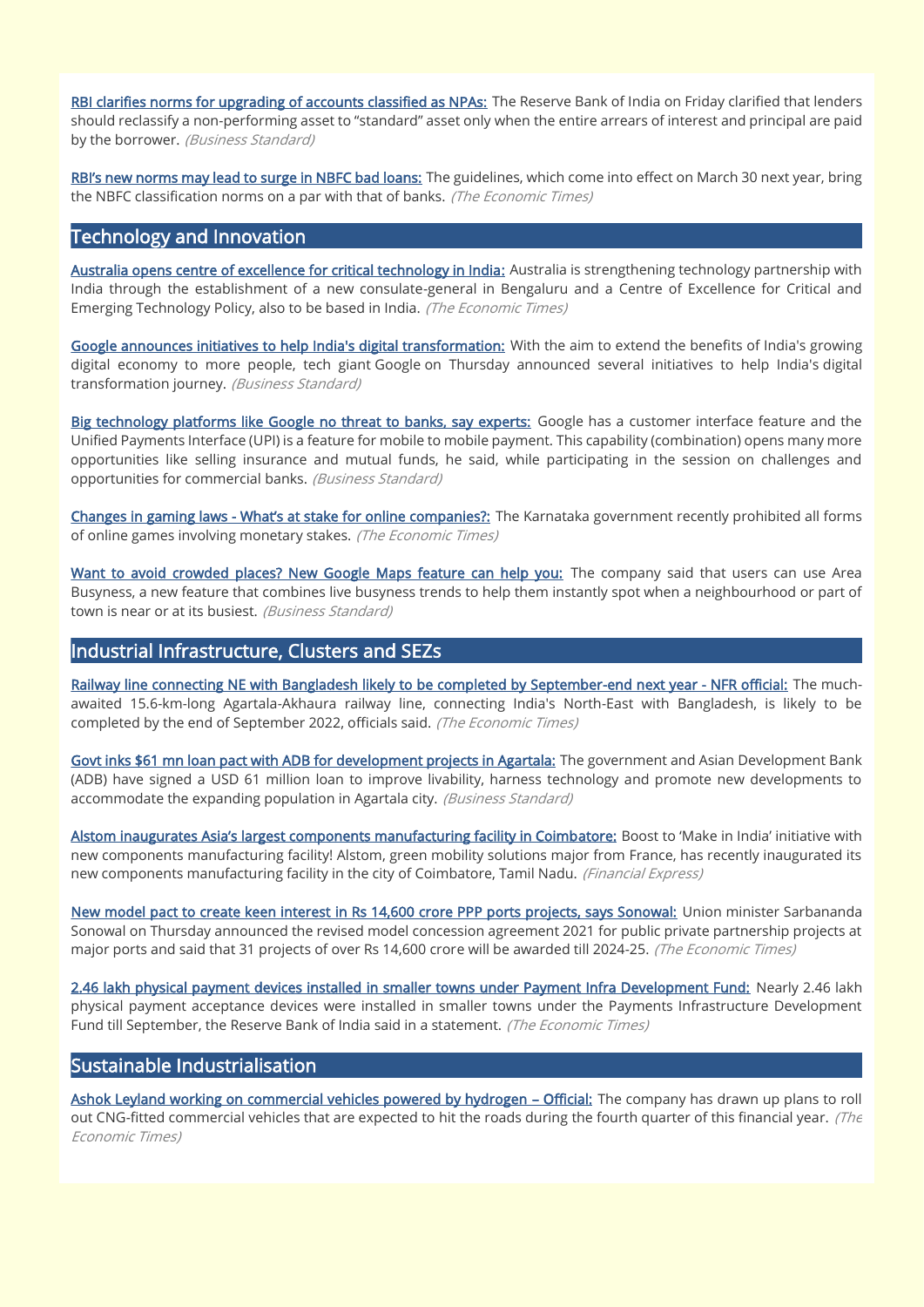**RBI clarifies norms for upgrading of accounts classified as NPAs:** The Reserve Bank of India on Friday clarified that lenders should reclassify a non-performing asset to "standard" asset only when the entire arrears of interest and principal are paid by the borrower. *(Business Standard)*

**RBI's new norms may lead to surge in NBFC bad loans:** The guidelines, which come into effect on March 30 next year, bring the NBFC classification norms on a par with that of banks. *(The Economic Times)*

## Technology and Innovation

**Australia opens centre of excellence for critical technology in India:** Australia is strengthening technology partnership with India through the establishment of a new consulate-general in Bengaluru and a Centre of Excellence for Critical and Emerging Technology Policy, also to be based in India. *(The Economic Times)*

**Google announces initiatives to help India's digital transformation:** With the aim to extend the benefits of India's growing digital economy to more people, tech giant Google on Thursday announced several initiatives to help India's digital transformation journey. *(Business Standard)*

**Big technology platforms like Google no threat to banks, say experts:** Google has a customer interface feature and the Unified Payments Interface (UPI) is a feature for mobile to mobile payment. This capability (combination) opens many more opportunities like selling insurance and mutual funds, he said, while participating in the session on challenges and opportunities for commercial banks. *(Business Standard)*

**Changes in gaming laws - What's at stake for online companies?:** The Karnataka government recently prohibited all forms of online games involving monetary stakes. *(The Economic Times)*

**Want to avoid crowded places? New Google Maps feature can help you:** The company said that users can use Area Busyness, a new feature that combines live busyness trends to help them instantly spot when a neighbourhood or part of town is near or at its busiest. *(Business Standard)*

## Industrial Infrastructure, Clusters and SEZs

**Railway line connecting NE with Bangladesh likely to be completed by September-end next year - NFR official:** The much-awaited 15.6-km-long Agartala-Akhaura railway line, connecting India's North-East with Bangladesh, is likely to be completed by the end of September 2022, officials said. *(The Economic Times)*

**Govt inks $61 mn loan pact with ADB for development projects in Agartala:** The government and Asian Development Bank (ADB) have signed a USD 61 million loan to improve livability, harness technology and promote new developments to accommodate the expanding population in Agartala city. *(Business Standard)*

**Alstom inaugurates Asia's largest components manufacturing facility in Coimbatore:** Boost to 'Make in India' initiative with new components manufacturing facility! Alstom, green mobility solutions major from France, has recently inaugurated its new components manufacturing facility in the city of Coimbatore, Tamil Nadu. *(Financial Express)*

**New model pact to create keen interest in Rs 14,600 crore PPP ports projects, says Sonowal:** Union minister Sarbananda Sonowal on Thursday announced the revised model concession agreement 2021 for public private partnership projects at major ports and said that 31 projects of over Rs 14,600 crore will be awarded till 2024-25. *(The Economic Times)*

**2.46 lakh physical payment devices installed in smaller towns under Payment Infra Development Fund:** Nearly 2.46 lakh physical payment acceptance devices were installed in smaller towns under the Payments Infrastructure Development Fund till September, the Reserve Bank of India said in a statement. *(The Economic Times)*

## Sustainable Industrialisation

**Ashok Leyland working on commercial vehicles powered by hydrogen – Official:** The company has drawn up plans to roll out CNG-fitted commercial vehicles that are expected to hit the roads during the fourth quarter of this financial year. *(The Economic Times)*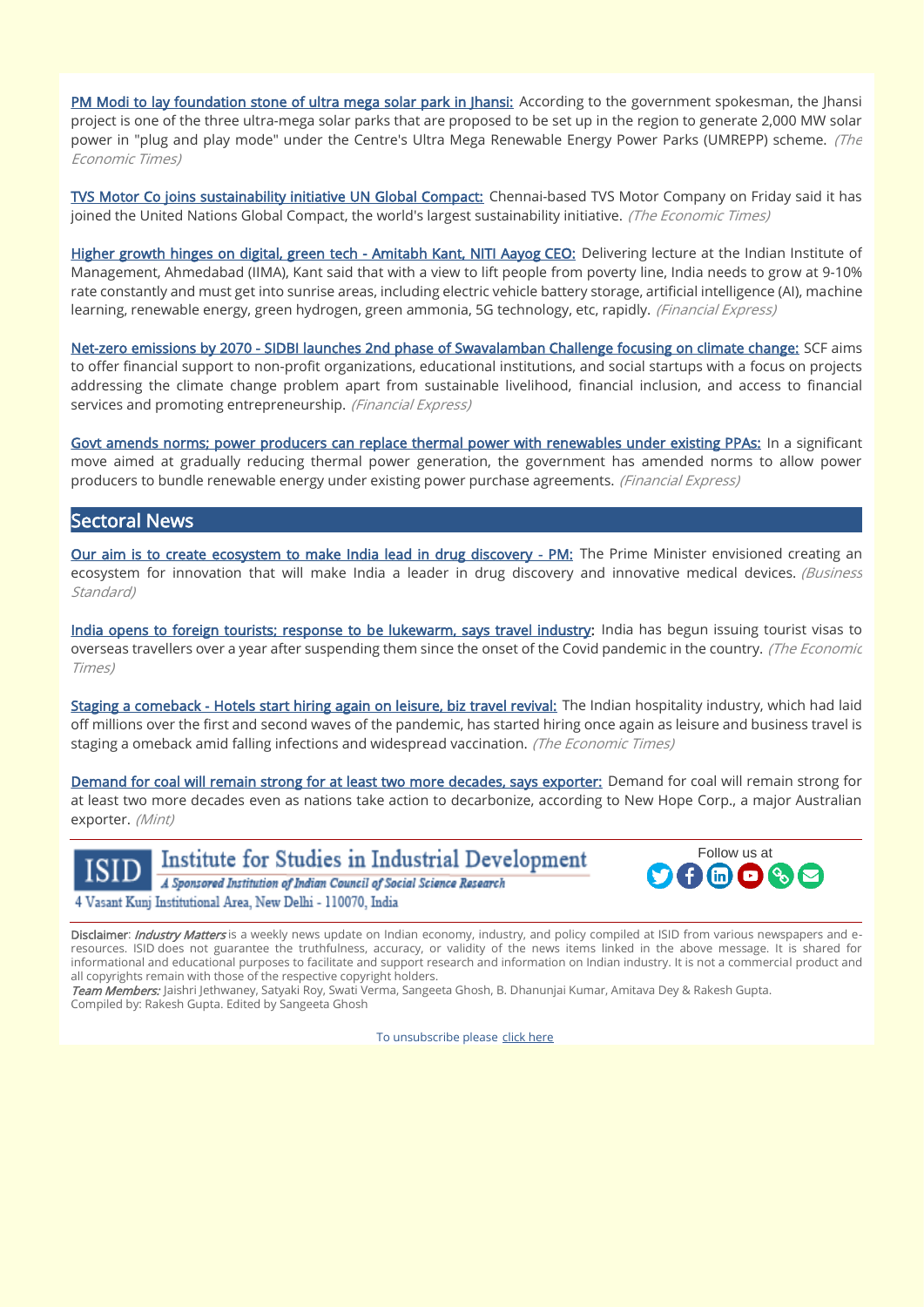**PM Modi to lay foundation stone of ultra mega solar park in Jhansi:** According to the government spokesman, the Jhansi project is one of the three ultra-mega solar parks that are proposed to be set up in the region to generate 2,000 MW solar power in "plug and play mode" under the Centre's Ultra Mega Renewable Energy Power Parks (UMREPP) scheme. *(The Economic Times)*

**TVS Motor Co joins sustainability initiative UN Global Compact:** Chennai-based TVS Motor Company on Friday said it has joined the United Nations Global Compact, the world's largest sustainability initiative. *(The Economic Times)*

**Higher growth hinges on digital, green tech - Amitabh Kant, NITI Aayog CEO:** Delivering lecture at the Indian Institute of Management, Ahmedabad (IIMA), Kant said that with a view to lift people from poverty line, India needs to grow at 9-10% rate constantly and must get into sunrise areas, including electric vehicle battery storage, artificial intelligence (AI), machine learning, renewable energy, green hydrogen, green ammonia, 5G technology, etc, rapidly. *(Financial Express)*

**Net-zero emissions by 2070 - SIDBI launches 2nd phase of Swavalamban Challenge focusing on climate change:** SCF aims to offer financial support to non-profit organizations, educational institutions, and social startups with a focus on projects addressing the climate change problem apart from sustainable livelihood, financial inclusion, and access to financial services and promoting entrepreneurship. *(Financial Express)*

**Govt amends norms; power producers can replace thermal power with renewables under existing PPAs:** In a significant move aimed at gradually reducing thermal power generation, the government has amended norms to allow power producers to bundle renewable energy under existing power purchase agreements. *(Financial Express)*

## Sectoral News

**Our aim is to create ecosystem to make India lead in drug discovery - PM:** The Prime Minister envisioned creating an ecosystem for innovation that will make India a leader in drug discovery and innovative medical devices. *(Business Standard)*

**India opens to foreign tourists; response to be lukewarm, says travel industry:** India has begun issuing tourist visas to overseas travellers over a year after suspending them since the onset of the Covid pandemic in the country. *(The Economic Times)*

**Staging a comeback - Hotels start hiring again on leisure, biz travel revival:** The Indian hospitality industry, which had laid off millions over the first and second waves of the pandemic, has started hiring once again as leisure and business travel is staging a omeback amid falling infections and widespread vaccination. *(The Economic Times)*

**Demand for coal will remain strong for at least two more decades, says exporter:** Demand for coal will remain strong for at least two more decades even as nations take action to decarbonize, according to New Hope Corp., a major Australian exporter. *(Mint)*

---

**ISID Institute for Studies in Industrial Development**
*A Sponsored Institution of Indian Council of Social Science Research*
4 Vasant Kunj Institutional Area, New Delhi - 110070, India

Follow us at

---

**Disclaimer**: *Industry Matters* is a weekly news update on Indian economy, industry, and policy compiled at ISID from various newspapers and e-resources. ISID does not guarantee the truthfulness, accuracy, or validity of the news items linked in the above message. It is shared for informational and educational purposes to facilitate and support research and information on Indian industry. It is not a commercial product and all copyrights remain with those of the respective copyright holders.

***Team Members:*** Jaishri Jethwaney, Satyaki Roy, Swati Verma, Sangeeta Ghosh, B. Dhanunjai Kumar, Amitava Dey & Rakesh Gupta.
Compiled by: Rakesh Gupta. Edited by Sangeeta Ghosh

To unsubscribe please click here